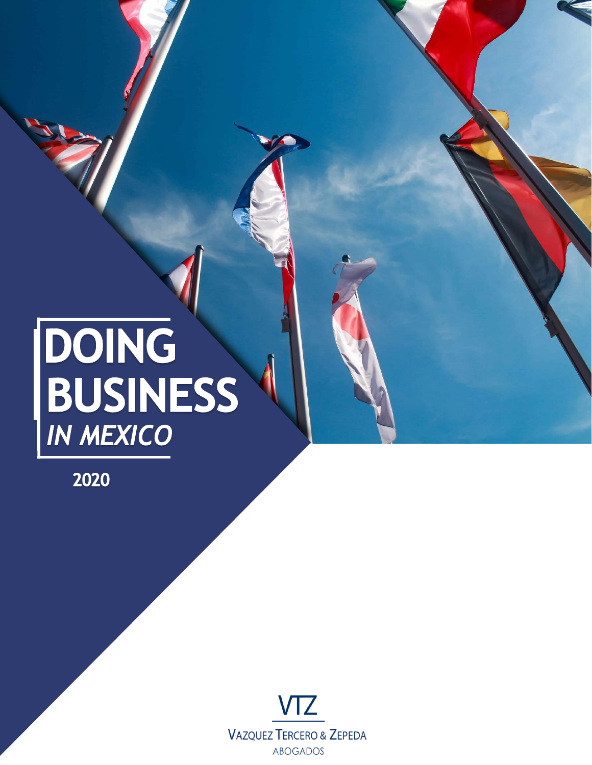# DOING BUSINESS
## *IN MEXICO*

**2020**

VTZ

VAZQUEZ TERCERO & ZEPEDA

ABOGADOS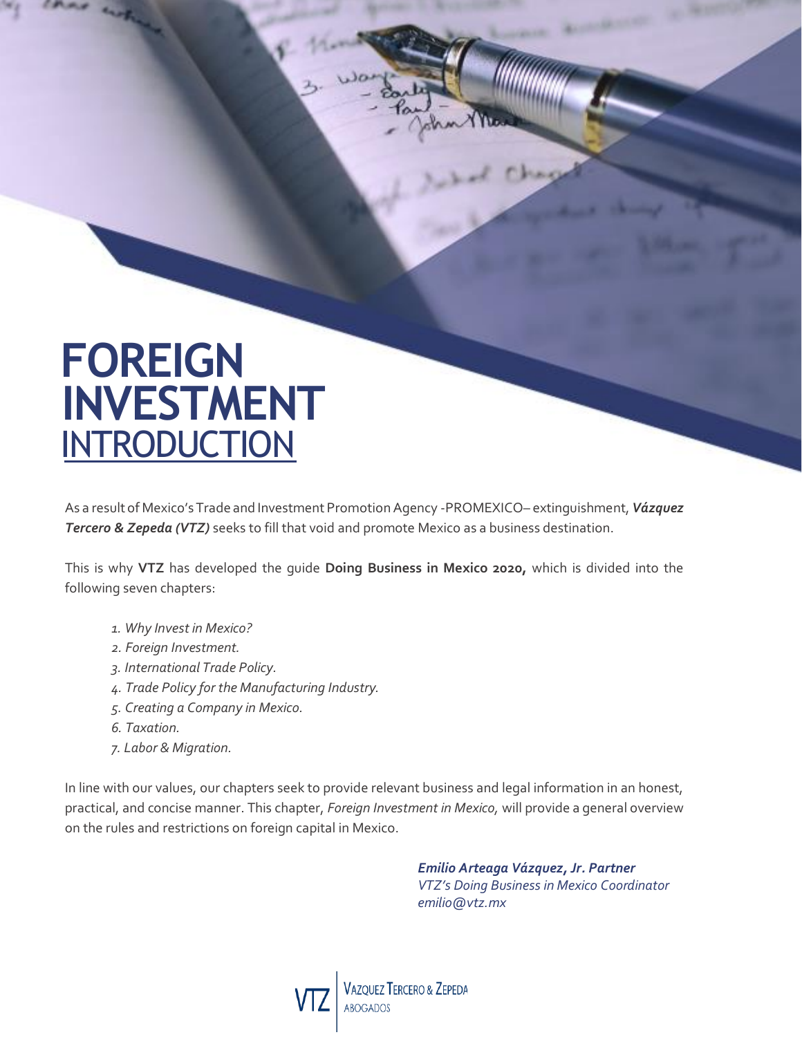# FOREIGN INVESTMENT

## INTRODUCTION

As a result of Mexico's Trade and Investment Promotion Agency -PROMEXICO– extinguishment, ***Vázquez Tercero & Zepeda (VTZ)*** seeks to fill that void and promote Mexico as a business destination.

This is why **VTZ** has developed the guide **Doing Business in Mexico 2020,** which is divided into the following seven chapters:

1. *Why Invest in Mexico?*
2. *Foreign Investment.*
3. *International Trade Policy.*
4. *Trade Policy for the Manufacturing Industry.*
5. *Creating a Company in Mexico.*
6. *Taxation.*
7. *Labor & Migration.*

In line with our values, our chapters seek to provide relevant business and legal information in an honest, practical, and concise manner. This chapter, *Foreign Investment in Mexico,* will provide a general overview on the rules and restrictions on foreign capital in Mexico.

***Emilio Arteaga Vázquez, Jr. Partner***
*VTZ's Doing Business in Mexico Coordinator*
*emilio@vtz.mx*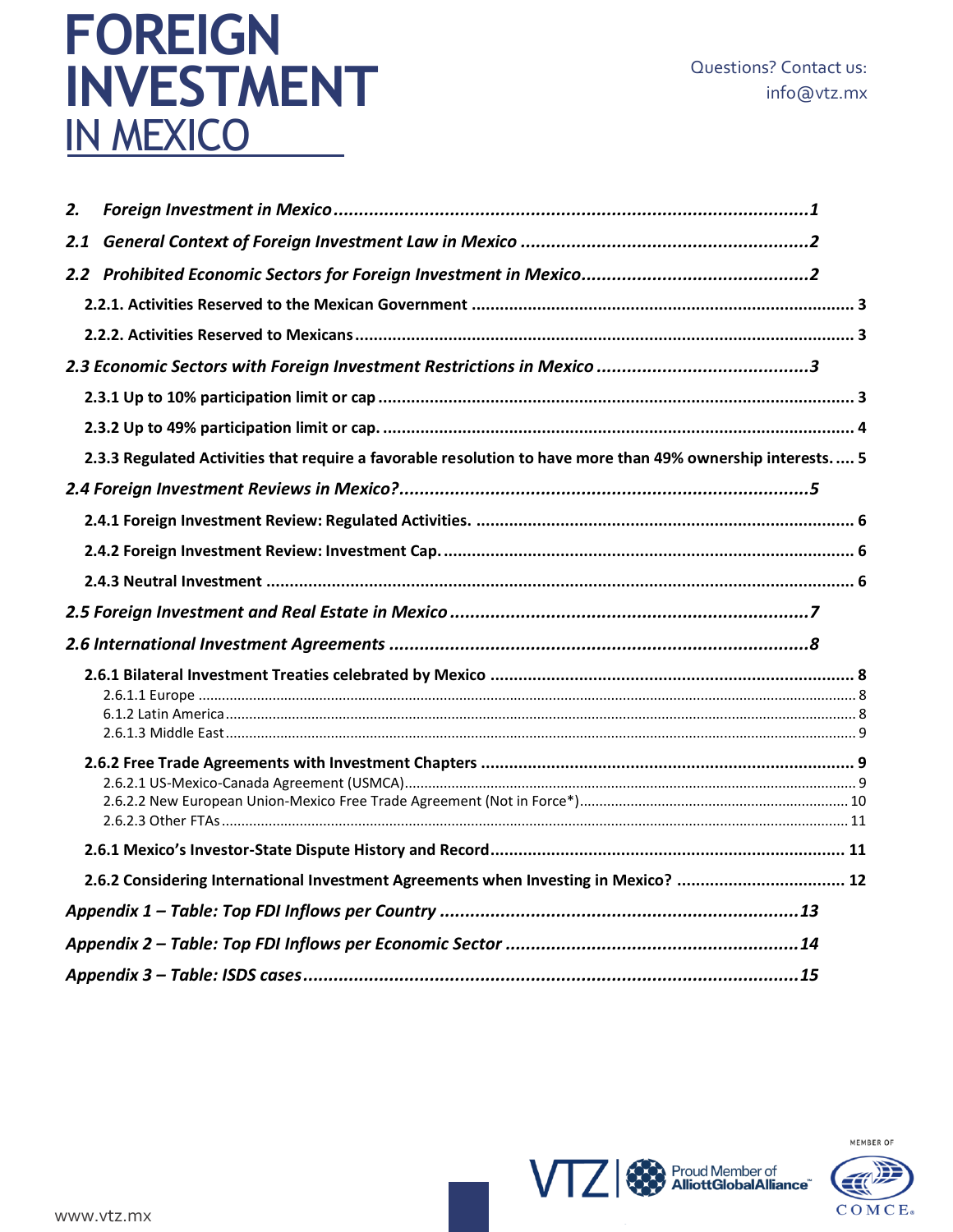# FOREIGN INVESTMENT IN MEXICO

Questions? Contact us:
info@vtz.mx

*2. Foreign Investment in Mexico* ........ *1*

*2.1 General Context of Foreign Investment Law in Mexico* ........ *2*

*2.2 Prohibited Economic Sectors for Foreign Investment in Mexico* ........ *2*

**2.2.1. Activities Reserved to the Mexican Government** ........ **3**

**2.2.2. Activities Reserved to Mexicans** ........ **3**

*2.3 Economic Sectors with Foreign Investment Restrictions in Mexico* ........ *3*

**2.3.1 Up to 10% participation limit or cap** ........ **3**

**2.3.2 Up to 49% participation limit or cap.** ........ **4**

**2.3.3 Regulated Activities that require a favorable resolution to have more than 49% ownership interests.** ........ **5**

*2.4 Foreign Investment Reviews in Mexico?* ........ *5*

**2.4.1 Foreign Investment Review: Regulated Activities.** ........ **6**

**2.4.2 Foreign Investment Review: Investment Cap.** ........ **6**

**2.4.3 Neutral Investment** ........ **6**

*2.5 Foreign Investment and Real Estate in Mexico* ........ *7*

*2.6 International Investment Agreements* ........ *8*

**2.6.1 Bilateral Investment Treaties celebrated by Mexico** ........ **8**

2.6.1.1 Europe ........ 8

6.1.2 Latin America ........ 8

2.6.1.3 Middle East ........ 9

**2.6.2 Free Trade Agreements with Investment Chapters** ........ **9**

2.6.2.1 US-Mexico-Canada Agreement (USMCA) ........ 9

2.6.2.2 New European Union-Mexico Free Trade Agreement (Not in Force*) ........ 10

2.6.2.3 Other FTAs ........ 11

**2.6.1 Mexico's Investor-State Dispute History and Record** ........ **11**

**2.6.2 Considering International Investment Agreements when Investing in Mexico?** ........ **12**

*Appendix 1 – Table: Top FDI Inflows per Country* ........ *13*

*Appendix 2 – Table: Top FDI Inflows per Economic Sector* ........ *14*

*Appendix 3 – Table: ISDS cases* ........ *15*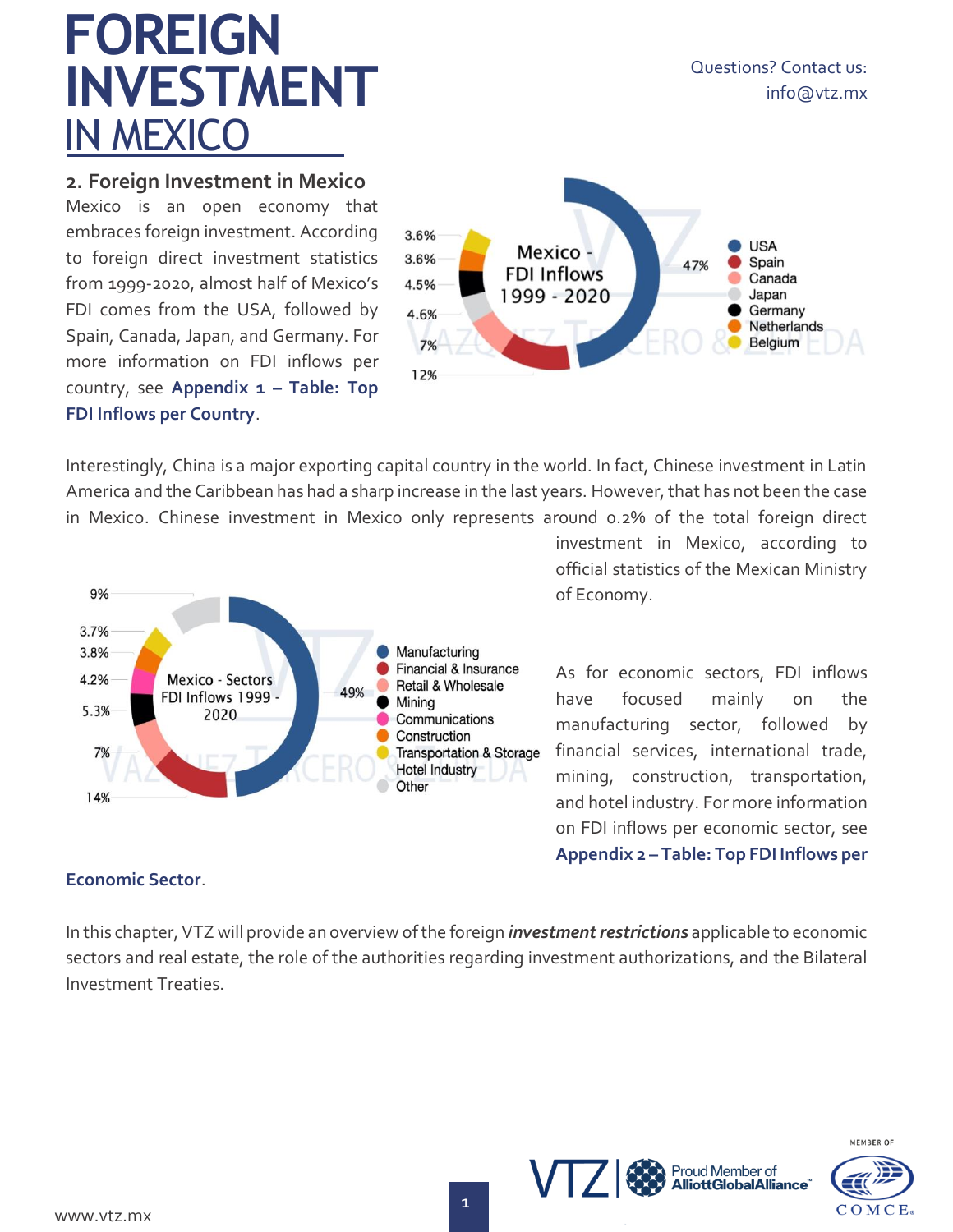# FOREIGN INVESTMENT IN MEXICO

Questions? Contact us:
info@vtz.mx

## 2. Foreign Investment in Mexico

Mexico is an open economy that embraces foreign investment. According to foreign direct investment statistics from 1999-2020, almost half of Mexico's FDI comes from the USA, followed by Spain, Canada, Japan, and Germany. For more information on FDI inflows per country, see **Appendix 1 – Table: Top FDI Inflows per Country**.

Mexico - FDI Inflows 1999 - 2020

47%
12%
7%
4.6%
4.5%
3.6%
3.6%

USA
Spain
Canada
Japan
Germany
Netherlands
Belgium

Interestingly, China is a major exporting capital country in the world. In fact, Chinese investment in Latin America and the Caribbean has had a sharp increase in the last years. However, that has not been the case in Mexico. Chinese investment in Mexico only represents around 0.2% of the total foreign direct investment in Mexico, according to official statistics of the Mexican Ministry of Economy.

Mexico - Sectors FDI Inflows 1999 - 2020

49%
14%
7%
5.3%
4.2%
3.8%
3.7%
9%

Manufacturing
Financial & Insurance
Retail & Wholesale
Mining
Communications
Construction
Transportation & Storage
Hotel Industry
Other

As for economic sectors, FDI inflows have focused mainly on the manufacturing sector, followed by financial services, international trade, mining, construction, transportation, and hotel industry. For more information on FDI inflows per economic sector, see **Appendix 2 – Table: Top FDI Inflows per Economic Sector**.

In this chapter, VTZ will provide an overview of the foreign ***investment restrictions*** applicable to economic sectors and real estate, the role of the authorities regarding investment authorizations, and the Bilateral Investment Treaties.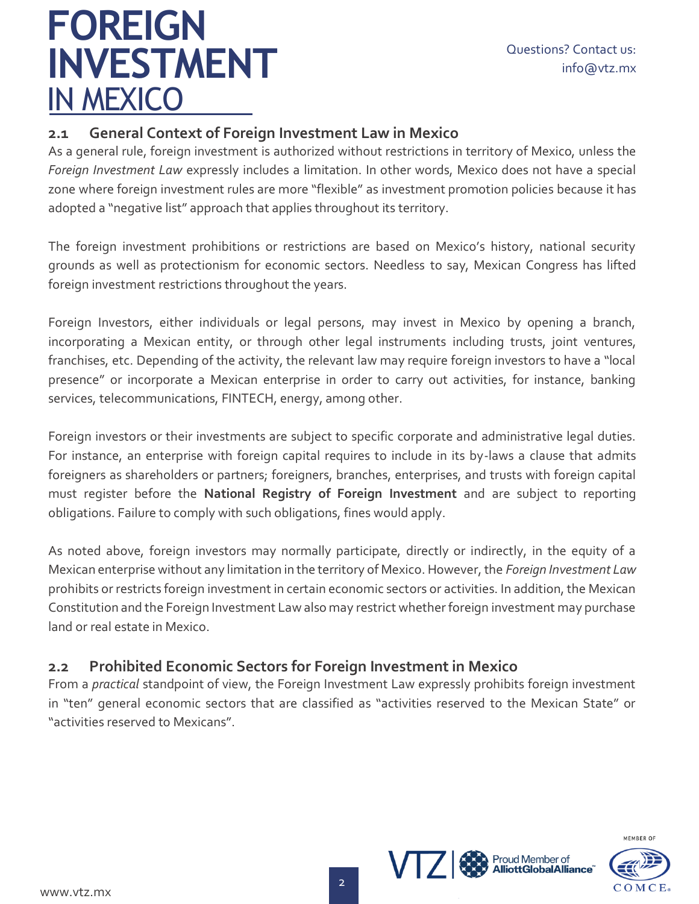## 2.1 General Context of Foreign Investment Law in Mexico

As a general rule, foreign investment is authorized without restrictions in territory of Mexico, unless the *Foreign Investment Law* expressly includes a limitation. In other words, Mexico does not have a special zone where foreign investment rules are more "flexible" as investment promotion policies because it has adopted a "negative list" approach that applies throughout its territory.

The foreign investment prohibitions or restrictions are based on Mexico's history, national security grounds as well as protectionism for economic sectors. Needless to say, Mexican Congress has lifted foreign investment restrictions throughout the years.

Foreign Investors, either individuals or legal persons, may invest in Mexico by opening a branch, incorporating a Mexican entity, or through other legal instruments including trusts, joint ventures, franchises, etc. Depending of the activity, the relevant law may require foreign investors to have a "local presence" or incorporate a Mexican enterprise in order to carry out activities, for instance, banking services, telecommunications, FINTECH, energy, among other.

Foreign investors or their investments are subject to specific corporate and administrative legal duties. For instance, an enterprise with foreign capital requires to include in its by-laws a clause that admits foreigners as shareholders or partners; foreigners, branches, enterprises, and trusts with foreign capital must register before the **National Registry of Foreign Investment** and are subject to reporting obligations. Failure to comply with such obligations, fines would apply.

As noted above, foreign investors may normally participate, directly or indirectly, in the equity of a Mexican enterprise without any limitation in the territory of Mexico. However, the *Foreign Investment Law* prohibits or restricts foreign investment in certain economic sectors or activities. In addition, the Mexican Constitution and the Foreign Investment Law also may restrict whether foreign investment may purchase land or real estate in Mexico.

## 2.2 Prohibited Economic Sectors for Foreign Investment in Mexico

From a *practical* standpoint of view, the Foreign Investment Law expressly prohibits foreign investment in "ten" general economic sectors that are classified as "activities reserved to the Mexican State" or "activities reserved to Mexicans".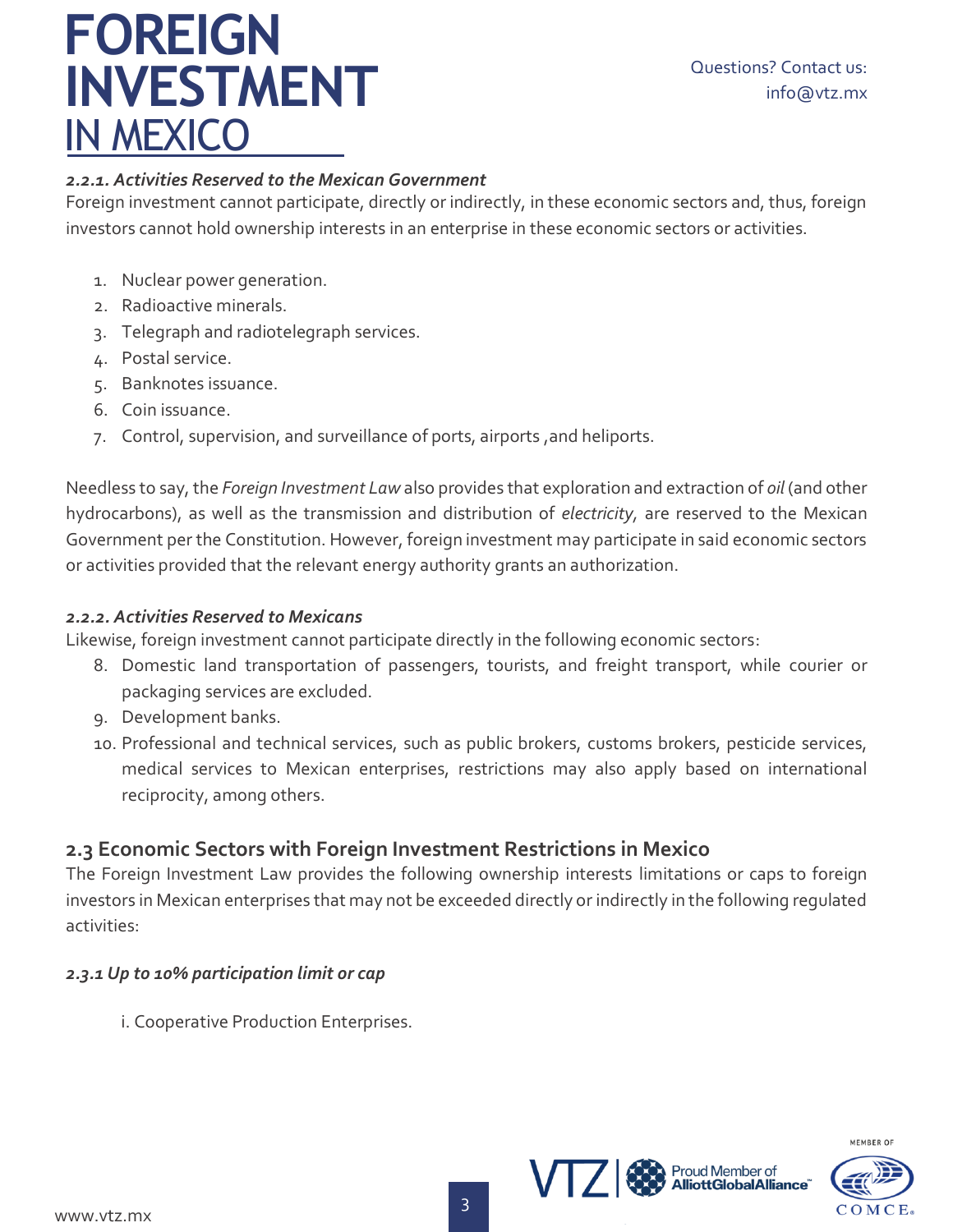#### *2.2.1. Activities Reserved to the Mexican Government*

Foreign investment cannot participate, directly or indirectly, in these economic sectors and, thus, foreign investors cannot hold ownership interests in an enterprise in these economic sectors or activities.

1. Nuclear power generation.
2. Radioactive minerals.
3. Telegraph and radiotelegraph services.
4. Postal service.
5. Banknotes issuance.
6. Coin issuance.
7. Control, supervision, and surveillance of ports, airports ,and heliports.

Needless to say, the *Foreign Investment Law* also provides that exploration and extraction of *oil* (and other hydrocarbons), as well as the transmission and distribution of *electricity*, are reserved to the Mexican Government per the Constitution. However, foreign investment may participate in said economic sectors or activities provided that the relevant energy authority grants an authorization.

#### *2.2.2. Activities Reserved to Mexicans*

Likewise, foreign investment cannot participate directly in the following economic sectors:

8. Domestic land transportation of passengers, tourists, and freight transport, while courier or packaging services are excluded.
9. Development banks.
10. Professional and technical services, such as public brokers, customs brokers, pesticide services, medical services to Mexican enterprises, restrictions may also apply based on international reciprocity, among others.

### 2.3 Economic Sectors with Foreign Investment Restrictions in Mexico

The Foreign Investment Law provides the following ownership interests limitations or caps to foreign investors in Mexican enterprises that may not be exceeded directly or indirectly in the following regulated activities:

#### *2.3.1 Up to 10% participation limit or cap*

i. Cooperative Production Enterprises.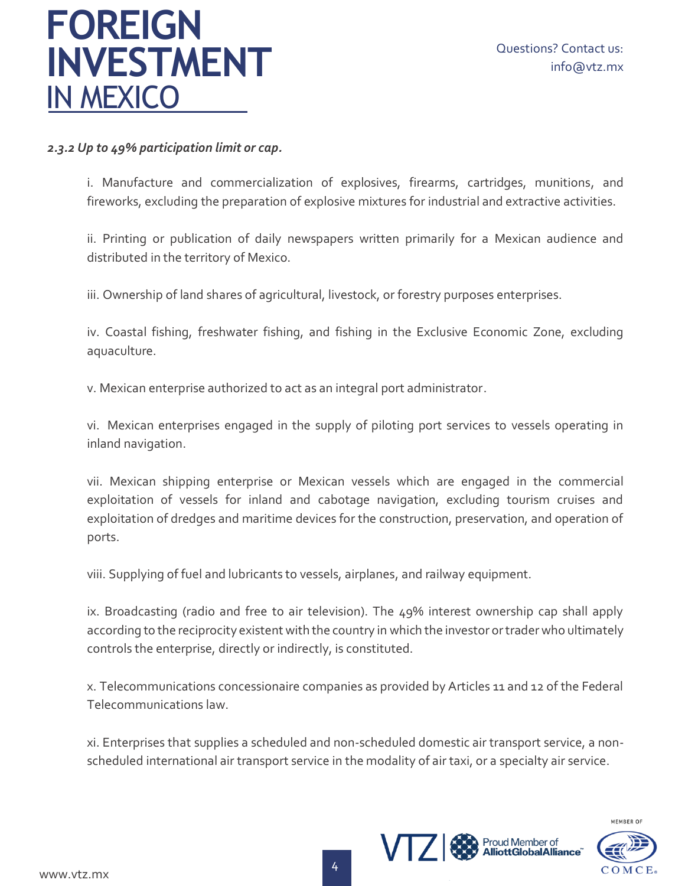### *2.3.2 Up to 49% participation limit or cap.*

i. Manufacture and commercialization of explosives, firearms, cartridges, munitions, and fireworks, excluding the preparation of explosive mixtures for industrial and extractive activities.

ii. Printing or publication of daily newspapers written primarily for a Mexican audience and distributed in the territory of Mexico.

iii. Ownership of land shares of agricultural, livestock, or forestry purposes enterprises.

iv. Coastal fishing, freshwater fishing, and fishing in the Exclusive Economic Zone, excluding aquaculture.

v. Mexican enterprise authorized to act as an integral port administrator.

vi. Mexican enterprises engaged in the supply of piloting port services to vessels operating in inland navigation.

vii. Mexican shipping enterprise or Mexican vessels which are engaged in the commercial exploitation of vessels for inland and cabotage navigation, excluding tourism cruises and exploitation of dredges and maritime devices for the construction, preservation, and operation of ports.

viii. Supplying of fuel and lubricants to vessels, airplanes, and railway equipment.

ix. Broadcasting (radio and free to air television). The 49% interest ownership cap shall apply according to the reciprocity existent with the country in which the investor or trader who ultimately controls the enterprise, directly or indirectly, is constituted.

x. Telecommunications concessionaire companies as provided by Articles 11 and 12 of the Federal Telecommunications law.

xi. Enterprises that supplies a scheduled and non-scheduled domestic air transport service, a non-scheduled international air transport service in the modality of air taxi, or a specialty air service.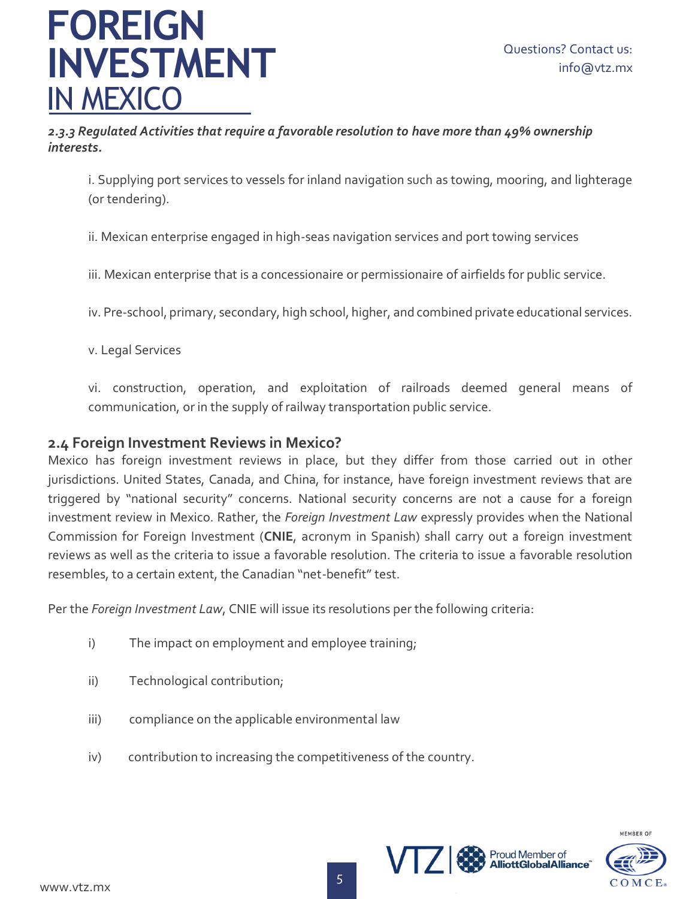***2.3.3 Regulated Activities that require a favorable resolution to have more than 49% ownership interests.***

i. Supplying port services to vessels for inland navigation such as towing, mooring, and lighterage (or tendering).

ii. Mexican enterprise engaged in high-seas navigation services and port towing services

iii. Mexican enterprise that is a concessionaire or permissionaire of airfields for public service.

iv. Pre-school, primary, secondary, high school, higher, and combined private educational services.

v. Legal Services

vi. construction, operation, and exploitation of railroads deemed general means of communication, or in the supply of railway transportation public service.

## 2.4 Foreign Investment Reviews in Mexico?

Mexico has foreign investment reviews in place, but they differ from those carried out in other jurisdictions. United States, Canada, and China, for instance, have foreign investment reviews that are triggered by "national security" concerns. National security concerns are not a cause for a foreign investment review in Mexico. Rather, the *Foreign Investment Law* expressly provides when the National Commission for Foreign Investment (**CNIE**, acronym in Spanish) shall carry out a foreign investment reviews as well as the criteria to issue a favorable resolution. The criteria to issue a favorable resolution resembles, to a certain extent, the Canadian "net-benefit" test.

Per the *Foreign Investment Law*, CNIE will issue its resolutions per the following criteria:

i) The impact on employment and employee training;

ii) Technological contribution;

iii) compliance on the applicable environmental law

iv) contribution to increasing the competitiveness of the country.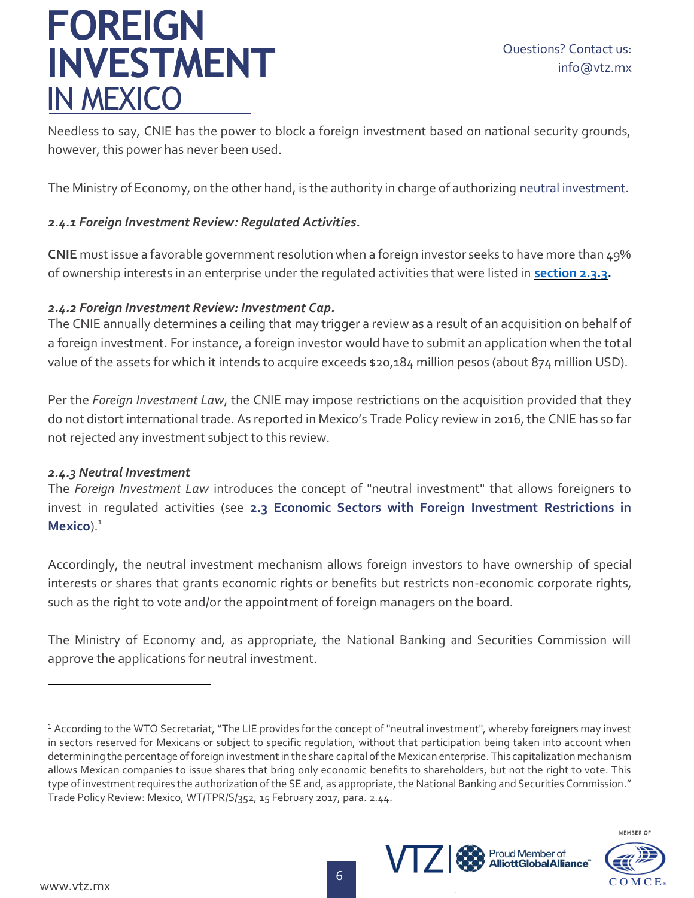Needless to say, CNIE has the power to block a foreign investment based on national security grounds, however, this power has never been used.

The Ministry of Economy, on the other hand, is the authority in charge of authorizing neutral investment.

#### *2.4.1 Foreign Investment Review: Regulated Activities.*

**CNIE** must issue a favorable government resolution when a foreign investor seeks to have more than 49% of ownership interests in an enterprise under the regulated activities that were listed in **section 2.3.3.**

#### *2.4.2 Foreign Investment Review: Investment Cap.*

The CNIE annually determines a ceiling that may trigger a review as a result of an acquisition on behalf of a foreign investment. For instance, a foreign investor would have to submit an application when the total value of the assets for which it intends to acquire exceeds $20,184 million pesos (about 874 million USD).

Per the *Foreign Investment Law*, the CNIE may impose restrictions on the acquisition provided that they do not distort international trade. As reported in Mexico's Trade Policy review in 2016, the CNIE has so far not rejected any investment subject to this review.

#### *2.4.3 Neutral Investment*

The *Foreign Investment Law* introduces the concept of "neutral investment" that allows foreigners to invest in regulated activities (see **2.3 Economic Sectors with Foreign Investment Restrictions in Mexico**).[1]

Accordingly, the neutral investment mechanism allows foreign investors to have ownership of special interests or shares that grants economic rights or benefits but restricts non-economic corporate rights, such as the right to vote and/or the appointment of foreign managers on the board.

The Ministry of Economy and, as appropriate, the National Banking and Securities Commission will approve the applications for neutral investment.

---

[1] According to the WTO Secretariat, "The LIE provides for the concept of "neutral investment", whereby foreigners may invest in sectors reserved for Mexicans or subject to specific regulation, without that participation being taken into account when determining the percentage of foreign investment in the share capital of the Mexican enterprise. This capitalization mechanism allows Mexican companies to issue shares that bring only economic benefits to shareholders, but not the right to vote. This type of investment requires the authorization of the SE and, as appropriate, the National Banking and Securities Commission." Trade Policy Review: Mexico, WT/TPR/S/352, 15 February 2017, para. 2.44.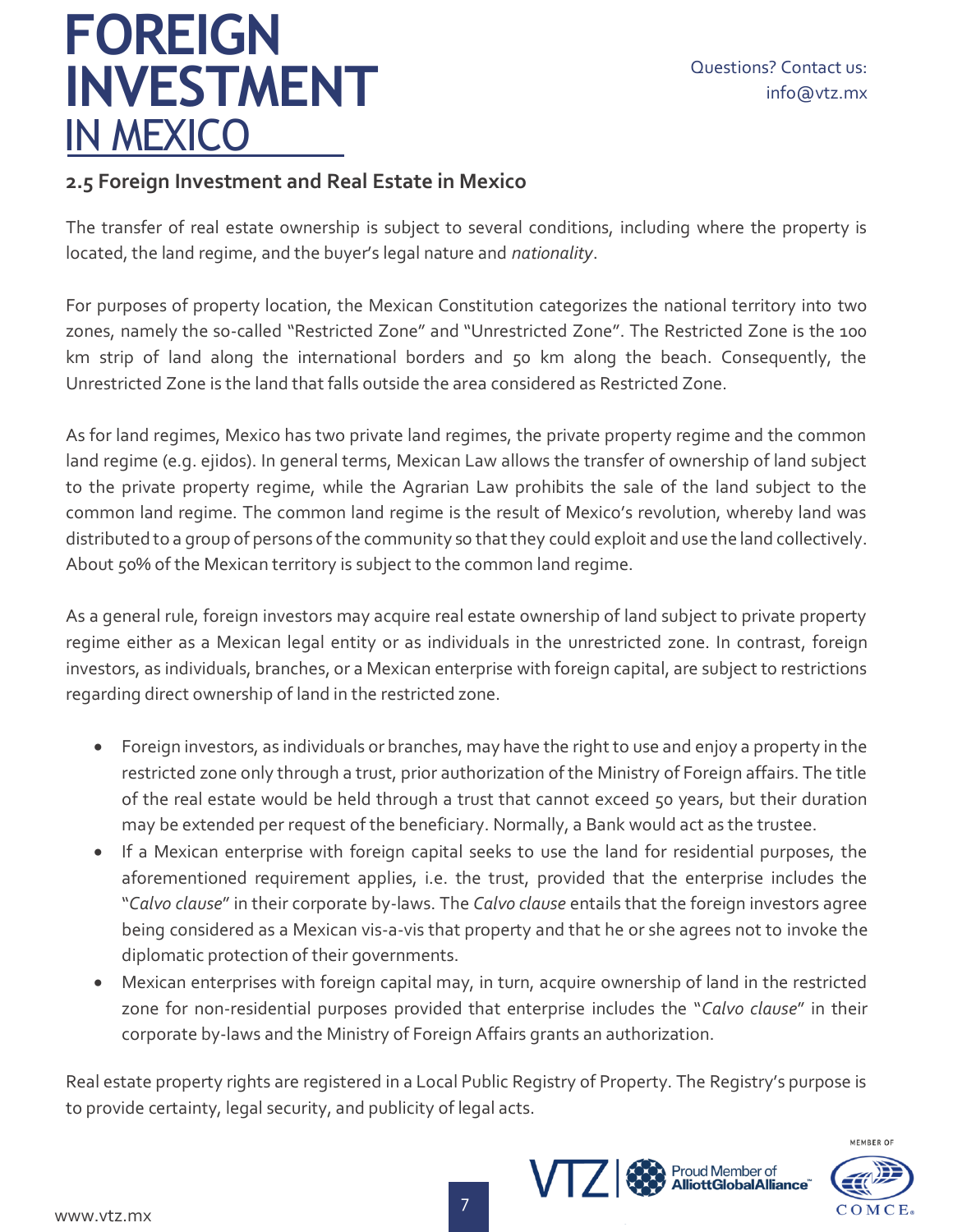## 2.5 Foreign Investment and Real Estate in Mexico

The transfer of real estate ownership is subject to several conditions, including where the property is located, the land regime, and the buyer's legal nature and *nationality*.

For purposes of property location, the Mexican Constitution categorizes the national territory into two zones, namely the so-called "Restricted Zone" and "Unrestricted Zone". The Restricted Zone is the 100 km strip of land along the international borders and 50 km along the beach. Consequently, the Unrestricted Zone is the land that falls outside the area considered as Restricted Zone.

As for land regimes, Mexico has two private land regimes, the private property regime and the common land regime (e.g. ejidos). In general terms, Mexican Law allows the transfer of ownership of land subject to the private property regime, while the Agrarian Law prohibits the sale of the land subject to the common land regime. The common land regime is the result of Mexico's revolution, whereby land was distributed to a group of persons of the community so that they could exploit and use the land collectively. About 50% of the Mexican territory is subject to the common land regime.

As a general rule, foreign investors may acquire real estate ownership of land subject to private property regime either as a Mexican legal entity or as individuals in the unrestricted zone. In contrast, foreign investors, as individuals, branches, or a Mexican enterprise with foreign capital, are subject to restrictions regarding direct ownership of land in the restricted zone.

- Foreign investors, as individuals or branches, may have the right to use and enjoy a property in the restricted zone only through a trust, prior authorization of the Ministry of Foreign affairs. The title of the real estate would be held through a trust that cannot exceed 50 years, but their duration may be extended per request of the beneficiary. Normally, a Bank would act as the trustee.
- If a Mexican enterprise with foreign capital seeks to use the land for residential purposes, the aforementioned requirement applies, i.e. the trust, provided that the enterprise includes the "*Calvo clause*" in their corporate by-laws. The *Calvo clause* entails that the foreign investors agree being considered as a Mexican vis-a-vis that property and that he or she agrees not to invoke the diplomatic protection of their governments.
- Mexican enterprises with foreign capital may, in turn, acquire ownership of land in the restricted zone for non-residential purposes provided that enterprise includes the "*Calvo clause*" in their corporate by-laws and the Ministry of Foreign Affairs grants an authorization.

Real estate property rights are registered in a Local Public Registry of Property. The Registry's purpose is to provide certainty, legal security, and publicity of legal acts.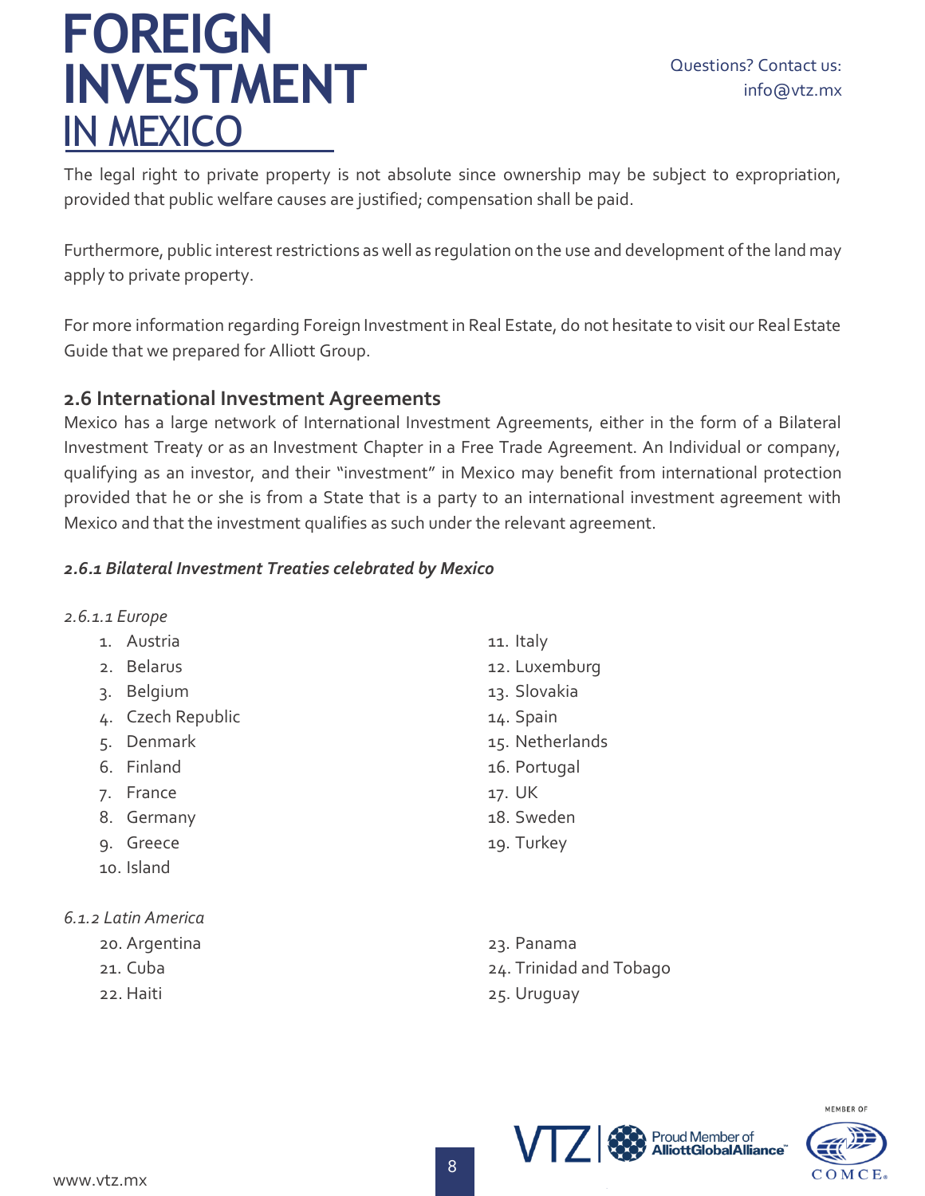The legal right to private property is not absolute since ownership may be subject to expropriation, provided that public welfare causes are justified; compensation shall be paid.

Furthermore, public interest restrictions as well as regulation on the use and development of the land may apply to private property.

For more information regarding Foreign Investment in Real Estate, do not hesitate to visit our Real Estate Guide that we prepared for Alliott Group.

## 2.6 International Investment Agreements

Mexico has a large network of International Investment Agreements, either in the form of a Bilateral Investment Treaty or as an Investment Chapter in a Free Trade Agreement. An Individual or company, qualifying as an investor, and their "investment" in Mexico may benefit from international protection provided that he or she is from a State that is a party to an international investment agreement with Mexico and that the investment qualifies as such under the relevant agreement.

### *2.6.1 Bilateral Investment Treaties celebrated by Mexico*

*2.6.1.1 Europe*

1. Austria
2. Belarus
3. Belgium
4. Czech Republic
5. Denmark
6. Finland
7. France
8. Germany
9. Greece
10. Island
11. Italy
12. Luxemburg
13. Slovakia
14. Spain
15. Netherlands
16. Portugal
17. UK
18. Sweden
19. Turkey

*6.1.2 Latin America*

20. Argentina
21. Cuba
22. Haiti
23. Panama
24. Trinidad and Tobago
25. Uruguay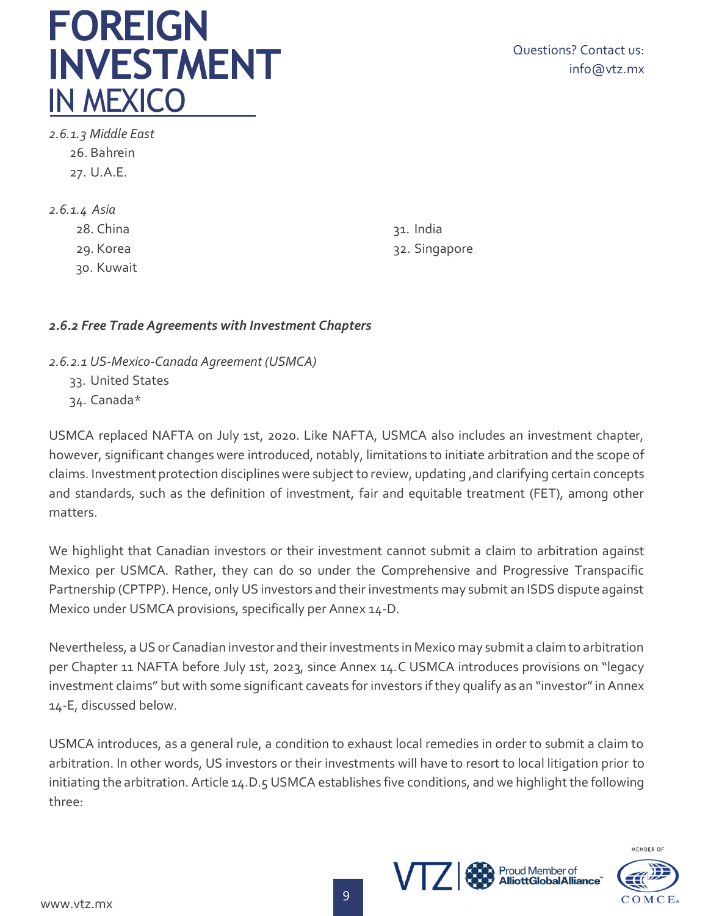*2.6.1.3 Middle East*

26. Bahrein
27. U.A.E.

*2.6.1.4 Asia*

28. China
29. Korea
30. Kuwait
31. India
32. Singapore

***2.6.2 Free Trade Agreements with Investment Chapters***

*2.6.2.1 US-Mexico-Canada Agreement (USMCA)*

33. United States
34. Canada*

USMCA replaced NAFTA on July 1st, 2020. Like NAFTA, USMCA also includes an investment chapter, however, significant changes were introduced, notably, limitations to initiate arbitration and the scope of claims. Investment protection disciplines were subject to review, updating ,and clarifying certain concepts and standards, such as the definition of investment, fair and equitable treatment (FET), among other matters.

We highlight that Canadian investors or their investment cannot submit a claim to arbitration against Mexico per USMCA. Rather, they can do so under the Comprehensive and Progressive Transpacific Partnership (CPTPP). Hence, only US investors and their investments may submit an ISDS dispute against Mexico under USMCA provisions, specifically per Annex 14-D.

Nevertheless, a US or Canadian investor and their investments in Mexico may submit a claim to arbitration per Chapter 11 NAFTA before July 1st, 2023, since Annex 14.C USMCA introduces provisions on "legacy investment claims" but with some significant caveats for investors if they qualify as an "investor" in Annex 14-E, discussed below.

USMCA introduces, as a general rule, a condition to exhaust local remedies in order to submit a claim to arbitration. In other words, US investors or their investments will have to resort to local litigation prior to initiating the arbitration. Article 14.D.5 USMCA establishes five conditions, and we highlight the following three: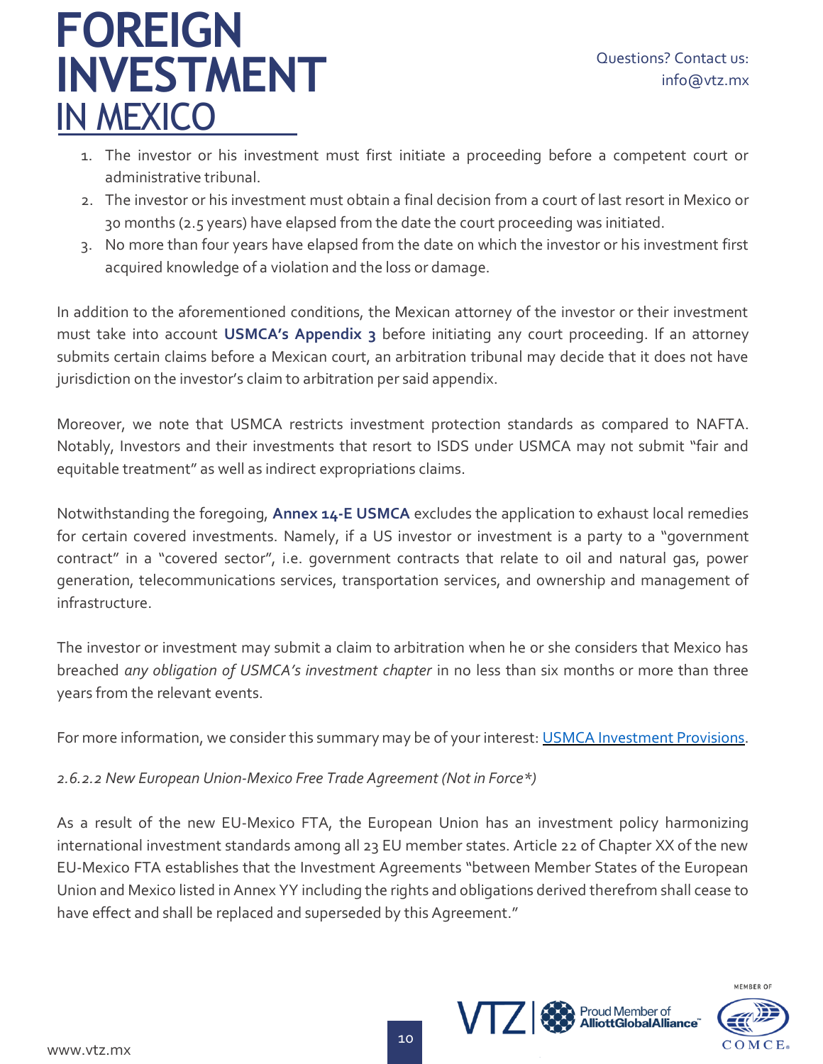1. The investor or his investment must first initiate a proceeding before a competent court or administrative tribunal.
2. The investor or his investment must obtain a final decision from a court of last resort in Mexico or 30 months (2.5 years) have elapsed from the date the court proceeding was initiated.
3. No more than four years have elapsed from the date on which the investor or his investment first acquired knowledge of a violation and the loss or damage.

In addition to the aforementioned conditions, the Mexican attorney of the investor or their investment must take into account **USMCA's Appendix 3** before initiating any court proceeding. If an attorney submits certain claims before a Mexican court, an arbitration tribunal may decide that it does not have jurisdiction on the investor's claim to arbitration per said appendix.

Moreover, we note that USMCA restricts investment protection standards as compared to NAFTA. Notably, Investors and their investments that resort to ISDS under USMCA may not submit "fair and equitable treatment" as well as indirect expropriations claims.

Notwithstanding the foregoing, **Annex 14-E USMCA** excludes the application to exhaust local remedies for certain covered investments. Namely, if a US investor or investment is a party to a "government contract" in a "covered sector", i.e. government contracts that relate to oil and natural gas, power generation, telecommunications services, transportation services, and ownership and management of infrastructure.

The investor or investment may submit a claim to arbitration when he or she considers that Mexico has breached *any obligation of USMCA's investment chapter* in no less than six months or more than three years from the relevant events.

For more information, we consider this summary may be of your interest: [USMCA Investment Provisions](USMCA Investment Provisions).

*2.6.2.2 New European Union-Mexico Free Trade Agreement (Not in Force*)*

As a result of the new EU-Mexico FTA, the European Union has an investment policy harmonizing international investment standards among all 23 EU member states. Article 22 of Chapter XX of the new EU-Mexico FTA establishes that the Investment Agreements "between Member States of the European Union and Mexico listed in Annex YY including the rights and obligations derived therefrom shall cease to have effect and shall be replaced and superseded by this Agreement."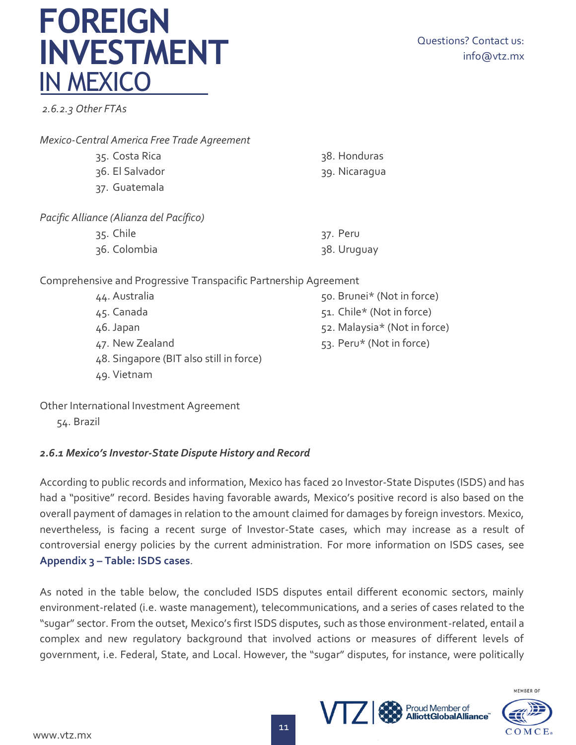*2.6.2.3 Other FTAs*

*Mexico-Central America Free Trade Agreement*

35. Costa Rica
36. El Salvador
37. Guatemala
38. Honduras
39. Nicaragua

*Pacific Alliance (Alianza del Pacífico)*

35. Chile
36. Colombia
37. Peru
38. Uruguay

Comprehensive and Progressive Transpacific Partnership Agreement

44. Australia
45. Canada
46. Japan
47. New Zealand
48. Singapore (BIT also still in force)
49. Vietnam
50. Brunei* (Not in force)
51. Chile* (Not in force)
52. Malaysia* (Not in force)
53. Peru* (Not in force)

Other International Investment Agreement

54. Brazil

### *2.6.1 Mexico's Investor-State Dispute History and Record*

According to public records and information, Mexico has faced 20 Investor-State Disputes (ISDS) and has had a "positive" record. Besides having favorable awards, Mexico's positive record is also based on the overall payment of damages in relation to the amount claimed for damages by foreign investors. Mexico, nevertheless, is facing a recent surge of Investor-State cases, which may increase as a result of controversial energy policies by the current administration. For more information on ISDS cases, see **Appendix 3 – Table: ISDS cases**.

As noted in the table below, the concluded ISDS disputes entail different economic sectors, mainly environment-related (i.e. waste management), telecommunications, and a series of cases related to the "sugar" sector. From the outset, Mexico's first ISDS disputes, such as those environment-related, entail a complex and new regulatory background that involved actions or measures of different levels of government, i.e. Federal, State, and Local. However, the "sugar" disputes, for instance, were politically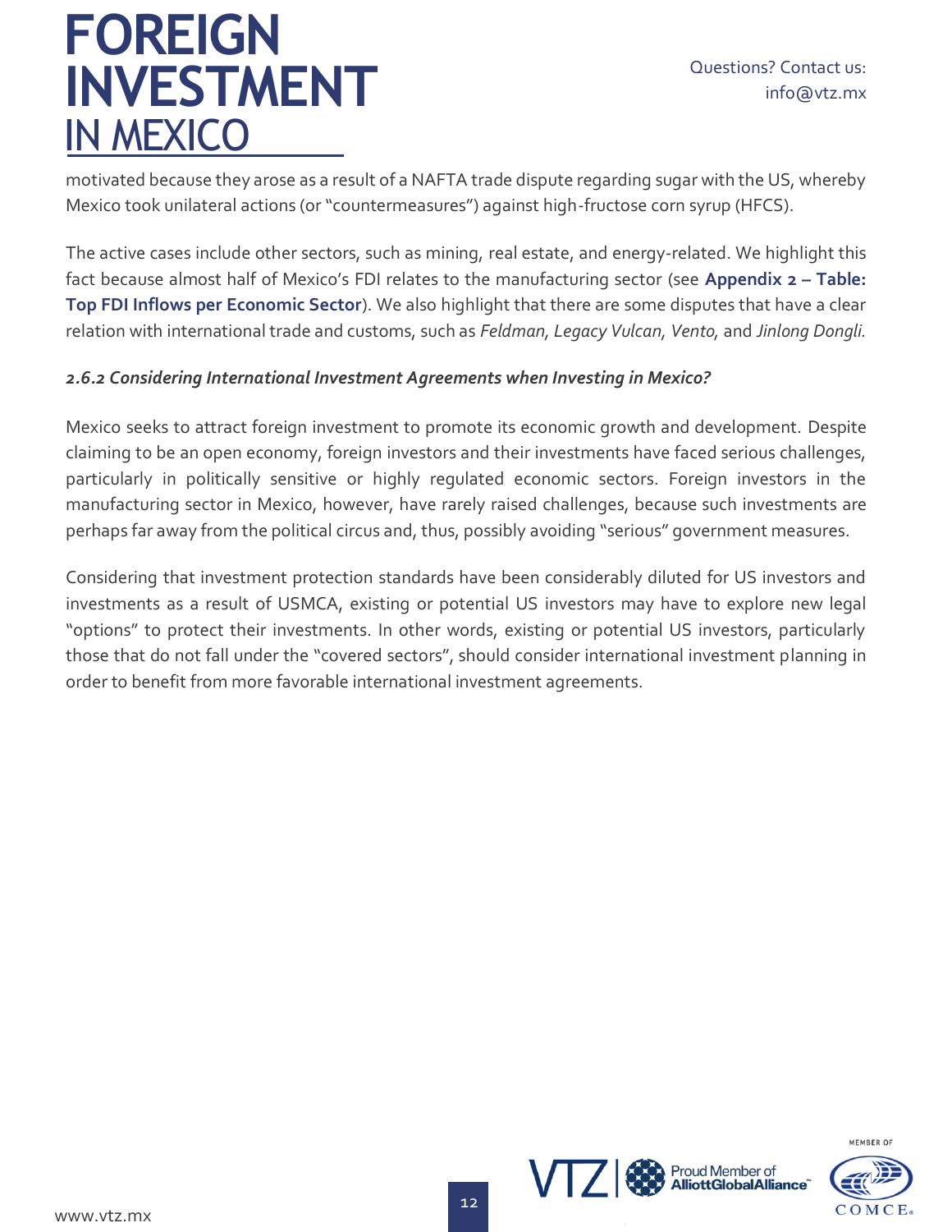motivated because they arose as a result of a NAFTA trade dispute regarding sugar with the US, whereby Mexico took unilateral actions (or "countermeasures") against high-fructose corn syrup (HFCS).

The active cases include other sectors, such as mining, real estate, and energy-related. We highlight this fact because almost half of Mexico's FDI relates to the manufacturing sector (see **Appendix 2 – Table: Top FDI Inflows per Economic Sector**). We also highlight that there are some disputes that have a clear relation with international trade and customs, such as *Feldman, Legacy Vulcan, Vento,* and *Jinlong Dongli*.

### *2.6.2 Considering International Investment Agreements when Investing in Mexico?*

Mexico seeks to attract foreign investment to promote its economic growth and development. Despite claiming to be an open economy, foreign investors and their investments have faced serious challenges, particularly in politically sensitive or highly regulated economic sectors. Foreign investors in the manufacturing sector in Mexico, however, have rarely raised challenges, because such investments are perhaps far away from the political circus and, thus, possibly avoiding "serious" government measures.

Considering that investment protection standards have been considerably diluted for US investors and investments as a result of USMCA, existing or potential US investors may have to explore new legal "options" to protect their investments. In other words, existing or potential US investors, particularly those that do not fall under the "covered sectors", should consider international investment planning in order to benefit from more favorable international investment agreements.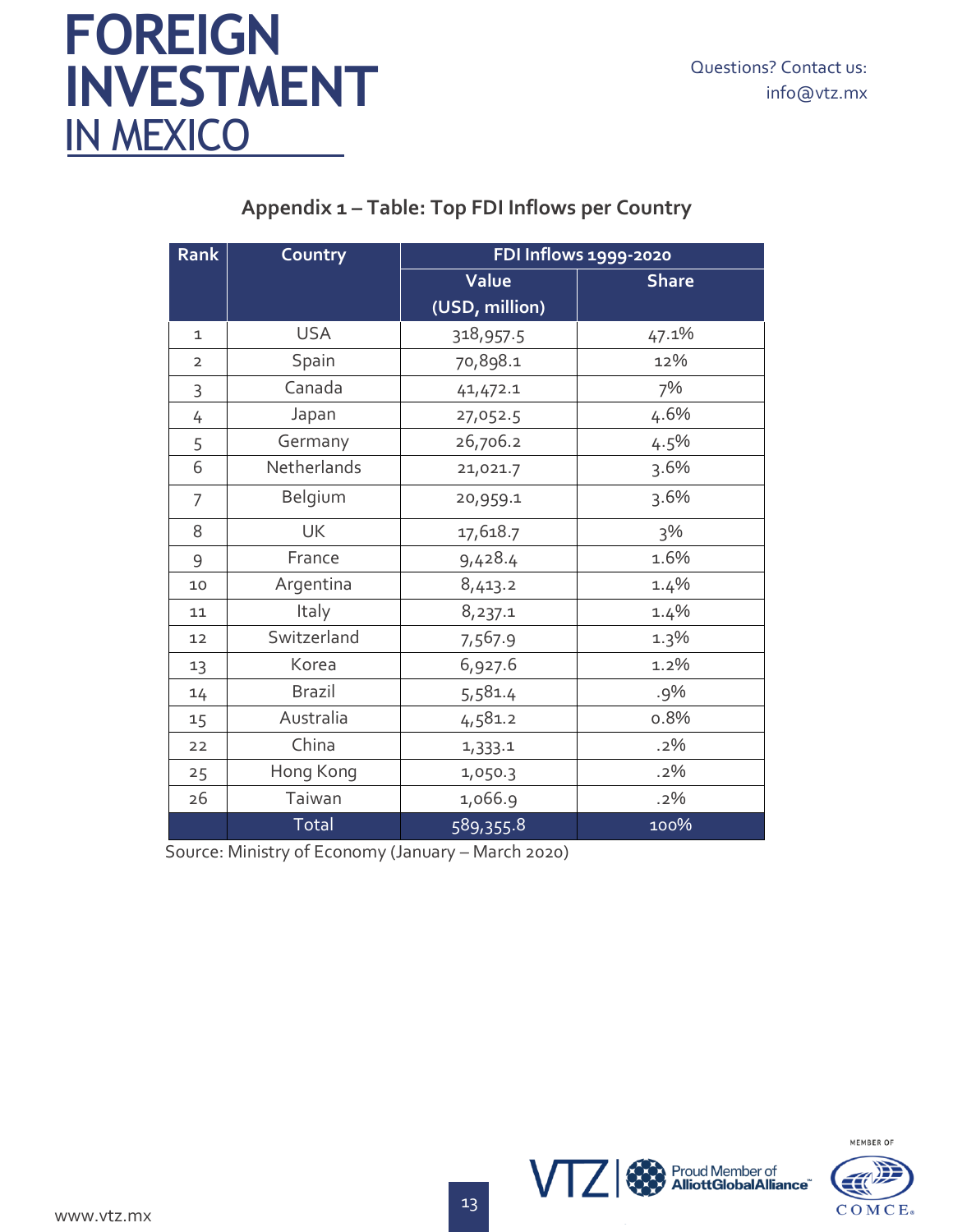## Appendix 1 – Table: Top FDI Inflows per Country

| Rank | Country | FDI Inflows 1999-2020 | |
|---|---|---|---|
| | | Value (USD, million) | Share |
| 1 | USA | 318,957.5 | 47.1% |
| 2 | Spain | 70,898.1 | 12% |
| 3 | Canada | 41,472.1 | 7% |
| 4 | Japan | 27,052.5 | 4.6% |
| 5 | Germany | 26,706.2 | 4.5% |
| 6 | Netherlands | 21,021.7 | 3.6% |
| 7 | Belgium | 20,959.1 | 3.6% |
| 8 | UK | 17,618.7 | 3% |
| 9 | France | 9,428.4 | 1.6% |
| 10 | Argentina | 8,413.2 | 1.4% |
| 11 | Italy | 8,237.1 | 1.4% |
| 12 | Switzerland | 7,567.9 | 1.3% |
| 13 | Korea | 6,927.6 | 1.2% |
| 14 | Brazil | 5,581.4 | .9% |
| 15 | Australia | 4,581.2 | 0.8% |
| 22 | China | 1,333.1 | .2% |
| 25 | Hong Kong | 1,050.3 | .2% |
| 26 | Taiwan | 1,066.9 | .2% |
| | Total | 589,355.8 | 100% |

Source: Ministry of Economy (January – March 2020)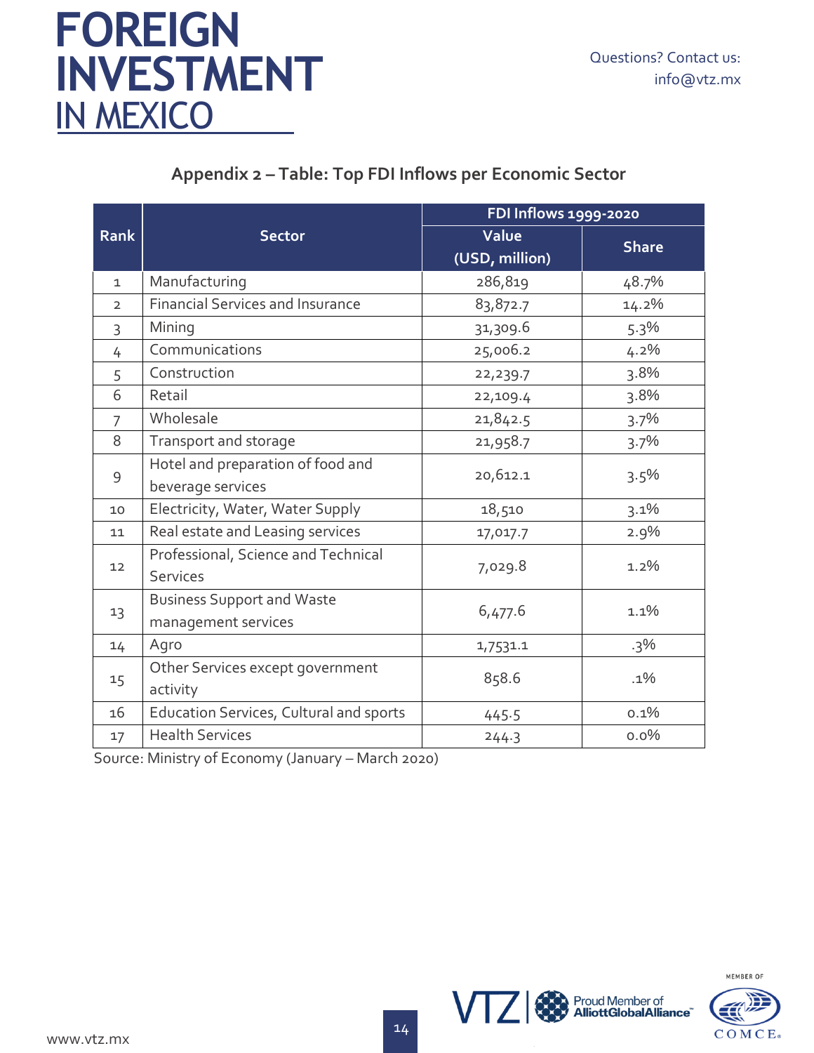## Appendix 2 – Table: Top FDI Inflows per Economic Sector

| Rank | Sector | FDI Inflows 1999-2020 | |
|---|---|---|---|
| | | Value (USD, million) | Share |
| 1 | Manufacturing | 286,819 | 48.7% |
| 2 | Financial Services and Insurance | 83,872.7 | 14.2% |
| 3 | Mining | 31,309.6 | 5.3% |
| 4 | Communications | 25,006.2 | 4.2% |
| 5 | Construction | 22,239.7 | 3.8% |
| 6 | Retail | 22,109.4 | 3.8% |
| 7 | Wholesale | 21,842.5 | 3.7% |
| 8 | Transport and storage | 21,958.7 | 3.7% |
| 9 | Hotel and preparation of food and beverage services | 20,612.1 | 3.5% |
| 10 | Electricity, Water, Water Supply | 18,510 | 3.1% |
| 11 | Real estate and Leasing services | 17,017.7 | 2.9% |
| 12 | Professional, Science and Technical Services | 7,029.8 | 1.2% |
| 13 | Business Support and Waste management services | 6,477.6 | 1.1% |
| 14 | Agro | 1,7531.1 | .3% |
| 15 | Other Services except government activity | 858.6 | .1% |
| 16 | Education Services, Cultural and sports | 445.5 | 0.1% |
| 17 | Health Services | 244.3 | 0.0% |

Source: Ministry of Economy (January – March 2020)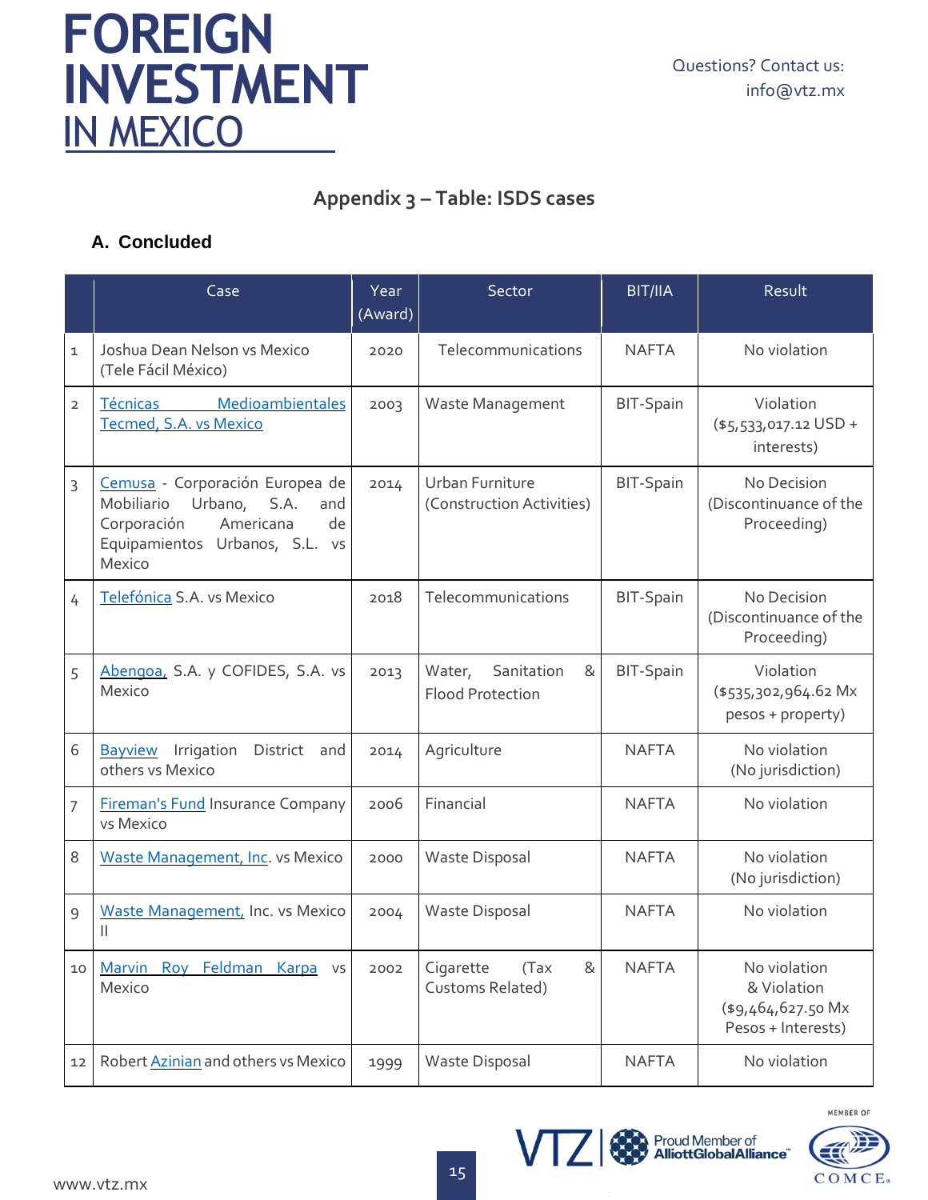## Appendix 3 – Table: ISDS cases

### A. Concluded

| | Case | Year (Award) | Sector | BIT/IIA | Result |
|---|---|---|---|---|---|
| 1 | Joshua Dean Nelson vs Mexico (Tele Fácil México) | 2020 | Telecommunications | NAFTA | No violation |
| 2 | Técnicas Medioambientales Tecmed, S.A. vs Mexico | 2003 | Waste Management | BIT-Spain | Violation ($5,533,017.12 USD + interests) |
| 3 | Cemusa - Corporación Europea de Mobiliario Urbano, S.A. and Corporación Americana de Equipamientos Urbanos, S.L. vs Mexico | 2014 | Urban Furniture (Construction Activities) | BIT-Spain | No Decision (Discontinuance of the Proceeding) |
| 4 | Telefónica S.A. vs Mexico | 2018 | Telecommunications | BIT-Spain | No Decision (Discontinuance of the Proceeding) |
| 5 | Abengoa, S.A. y COFIDES, S.A. vs Mexico | 2013 | Water, Sanitation & Flood Protection | BIT-Spain | Violation ($535,302,964.62 Mx pesos + property) |
| 6 | Bayview Irrigation District and others vs Mexico | 2014 | Agriculture | NAFTA | No violation (No jurisdiction) |
| 7 | Fireman's Fund Insurance Company vs Mexico | 2006 | Financial | NAFTA | No violation |
| 8 | Waste Management, Inc. vs Mexico | 2000 | Waste Disposal | NAFTA | No violation (No jurisdiction) |
| 9 | Waste Management, Inc. vs Mexico II | 2004 | Waste Disposal | NAFTA | No violation |
| 10 | Marvin Roy Feldman Karpa vs Mexico | 2002 | Cigarette (Tax & Customs Related) | NAFTA | No violation & Violation ($9,464,627.50 Mx Pesos + Interests) |
| 12 | Robert Azinian and others vs Mexico | 1999 | Waste Disposal | NAFTA | No violation |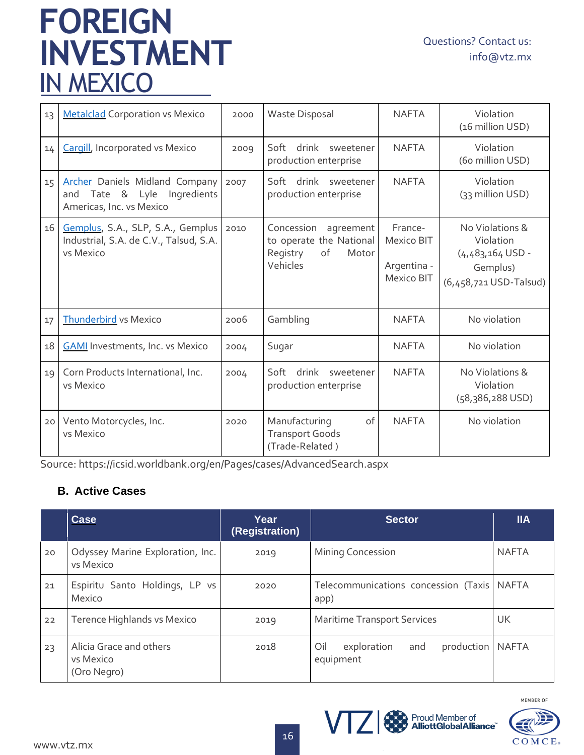| 13 | Metalclad Corporation vs Mexico | 2000 | Waste Disposal | NAFTA | Violation (16 million USD) |
|---|---|---|---|---|---|
| 14 | Cargill, Incorporated vs Mexico | 2009 | Soft drink sweetener production enterprise | NAFTA | Violation (60 million USD) |
| 15 | Archer Daniels Midland Company and Tate & Lyle Ingredients Americas, Inc. vs Mexico | 2007 | Soft drink sweetener production enterprise | NAFTA | Violation (33 million USD) |
| 16 | Gemplus, S.A., SLP, S.A., Gemplus Industrial, S.A. de C.V., Talsud, S.A. vs Mexico | 2010 | Concession agreement to operate the National Registry of Motor Vehicles | France-Mexico BIT<br><br>Argentina - Mexico BIT | No Violations & Violation (4,483,164 USD - Gemplus) (6,458,721 USD-Talsud) |
| 17 | Thunderbird vs Mexico | 2006 | Gambling | NAFTA | No violation |
| 18 | GAMI Investments, Inc. vs Mexico | 2004 | Sugar | NAFTA | No violation |
| 19 | Corn Products International, Inc. vs Mexico | 2004 | Soft drink sweetener production enterprise | NAFTA | No Violations & Violation (58,386,288 USD) |
| 20 | Vento Motorcycles, Inc. vs Mexico | 2020 | Manufacturing of Transport Goods (Trade-Related ) | NAFTA | No violation |

Source: https://icsid.worldbank.org/en/Pages/cases/AdvancedSearch.aspx

## B. Active Cases

| | Case | Year (Registration) | Sector | IIA |
|---|---|---|---|---|
| 20 | Odyssey Marine Exploration, Inc. vs Mexico | 2019 | Mining Concession | NAFTA |
| 21 | Espiritu Santo Holdings, LP vs Mexico | 2020 | Telecommunications concession (Taxis app) | NAFTA |
| 22 | Terence Highlands vs Mexico | 2019 | Maritime Transport Services | UK |
| 23 | Alicia Grace and others vs Mexico (Oro Negro) | 2018 | Oil exploration and production equipment | NAFTA |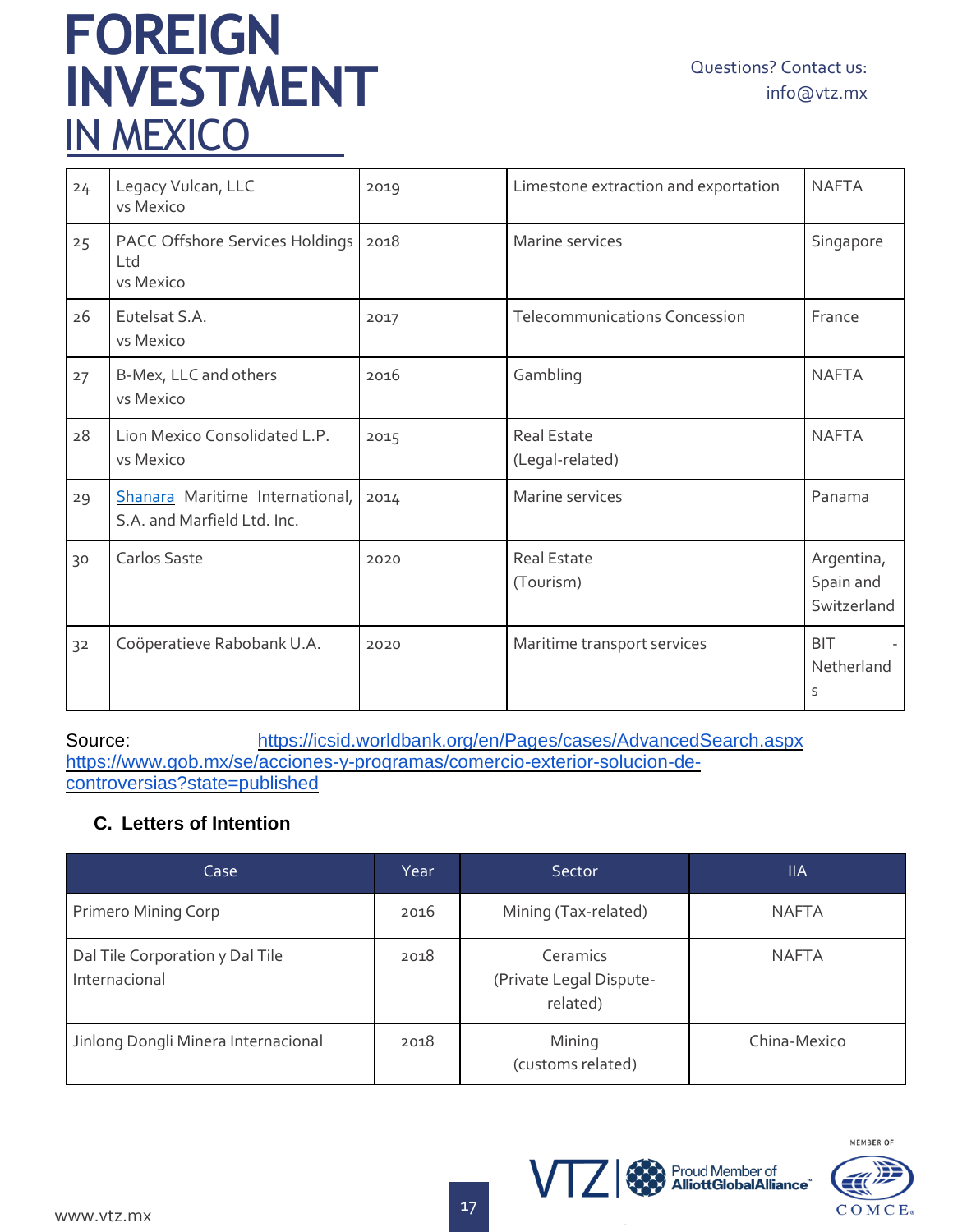| | | | | |
|---|---|---|---|---|
| 24 | Legacy Vulcan, LLC vs Mexico | 2019 | Limestone extraction and exportation | NAFTA |
| 25 | PACC Offshore Services Holdings Ltd vs Mexico | 2018 | Marine services | Singapore |
| 26 | Eutelsat S.A. vs Mexico | 2017 | Telecommunications Concession | France |
| 27 | B-Mex, LLC and others vs Mexico | 2016 | Gambling | NAFTA |
| 28 | Lion Mexico Consolidated L.P. vs Mexico | 2015 | Real Estate (Legal-related) | NAFTA |
| 29 | Shanara Maritime International, S.A. and Marfield Ltd. Inc. | 2014 | Marine services | Panama |
| 30 | Carlos Saste | 2020 | Real Estate (Tourism) | Argentina, Spain and Switzerland |
| 32 | Coöperatieve Rabobank U.A. | 2020 | Maritime transport services | BIT - Netherlands |

Source: https://icsid.worldbank.org/en/Pages/cases/AdvancedSearch.aspx https://www.gob.mx/se/acciones-y-programas/comercio-exterior-solucion-de-controversias?state=published

### C. Letters of Intention

| Case | Year | Sector | IIA |
|---|---|---|---|
| Primero Mining Corp | 2016 | Mining (Tax-related) | NAFTA |
| Dal Tile Corporation y Dal Tile Internacional | 2018 | Ceramics (Private Legal Dispute-related) | NAFTA |
| Jinlong Dongli Minera Internacional | 2018 | Mining (customs related) | China-Mexico |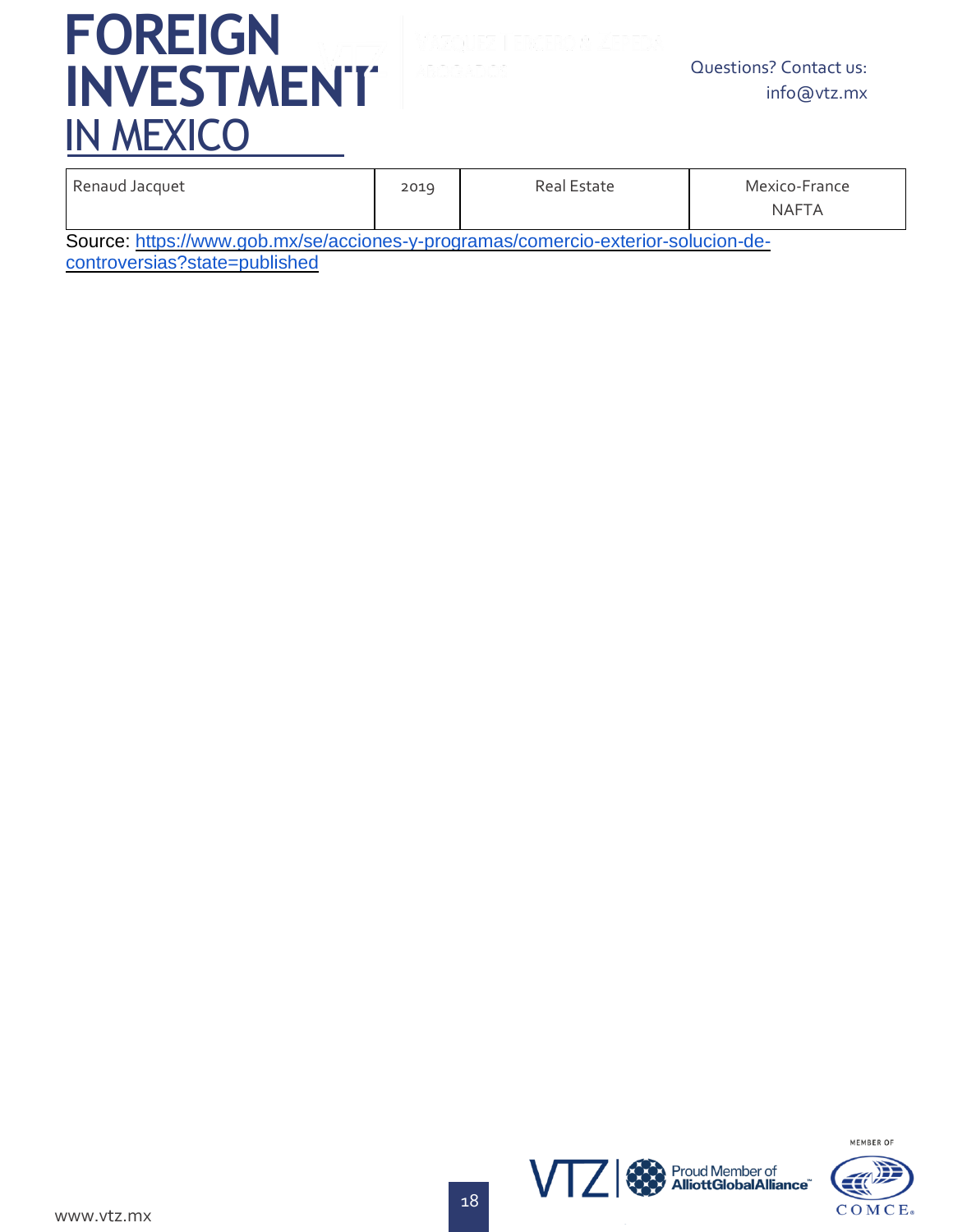| | | | |
|---|---|---|---|
| Renaud Jacquet | 2019 | Real Estate | Mexico-France NAFTA |

Source: https://www.gob.mx/se/acciones-y-programas/comercio-exterior-solucion-de-controversias?state=published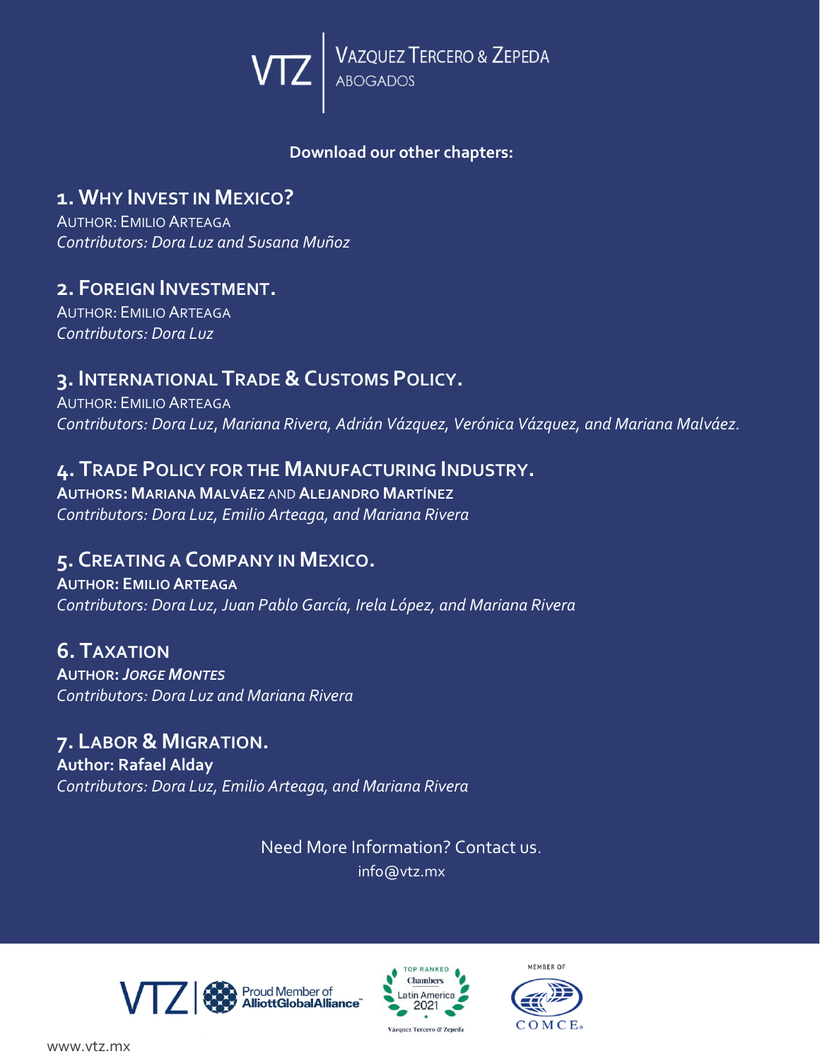VAZQUEZ TERCERO & ZEPEDA
ABOGADOS

**Download our other chapters:**

## 1. WHY INVEST IN MEXICO?

AUTHOR: EMILIO ARTEAGA
*Contributors: Dora Luz and Susana Muñoz*

## 2. FOREIGN INVESTMENT.

AUTHOR: EMILIO ARTEAGA
*Contributors: Dora Luz*

## 3. INTERNATIONAL TRADE & CUSTOMS POLICY.

AUTHOR: EMILIO ARTEAGA
*Contributors: Dora Luz, Mariana Rivera, Adrián Vázquez, Verónica Vázquez, and Mariana Malváez.*

## 4. TRADE POLICY FOR THE MANUFACTURING INDUSTRY.

**AUTHORS: MARIANA MALVÁEZ** AND **ALEJANDRO MARTÍNEZ**
*Contributors: Dora Luz, Emilio Arteaga, and Mariana Rivera*

## 5. CREATING A COMPANY IN MEXICO.

**AUTHOR: EMILIO ARTEAGA**
*Contributors: Dora Luz, Juan Pablo García, Irela López, and Mariana Rivera*

## 6. TAXATION

**AUTHOR: *JORGE MONTES***
*Contributors: Dora Luz and Mariana Rivera*

## 7. LABOR & MIGRATION.

**Author: Rafael Alday**
*Contributors: Dora Luz, Emilio Arteaga, and Mariana Rivera*

Need More Information? Contact us.
info@vtz.mx

Proud Member of AlliottGlobalAlliance

Top Ranked Chambers Latin America 2021 Vázquez Tercero & Zepeda

Member of COMCE

www.vtz.mx